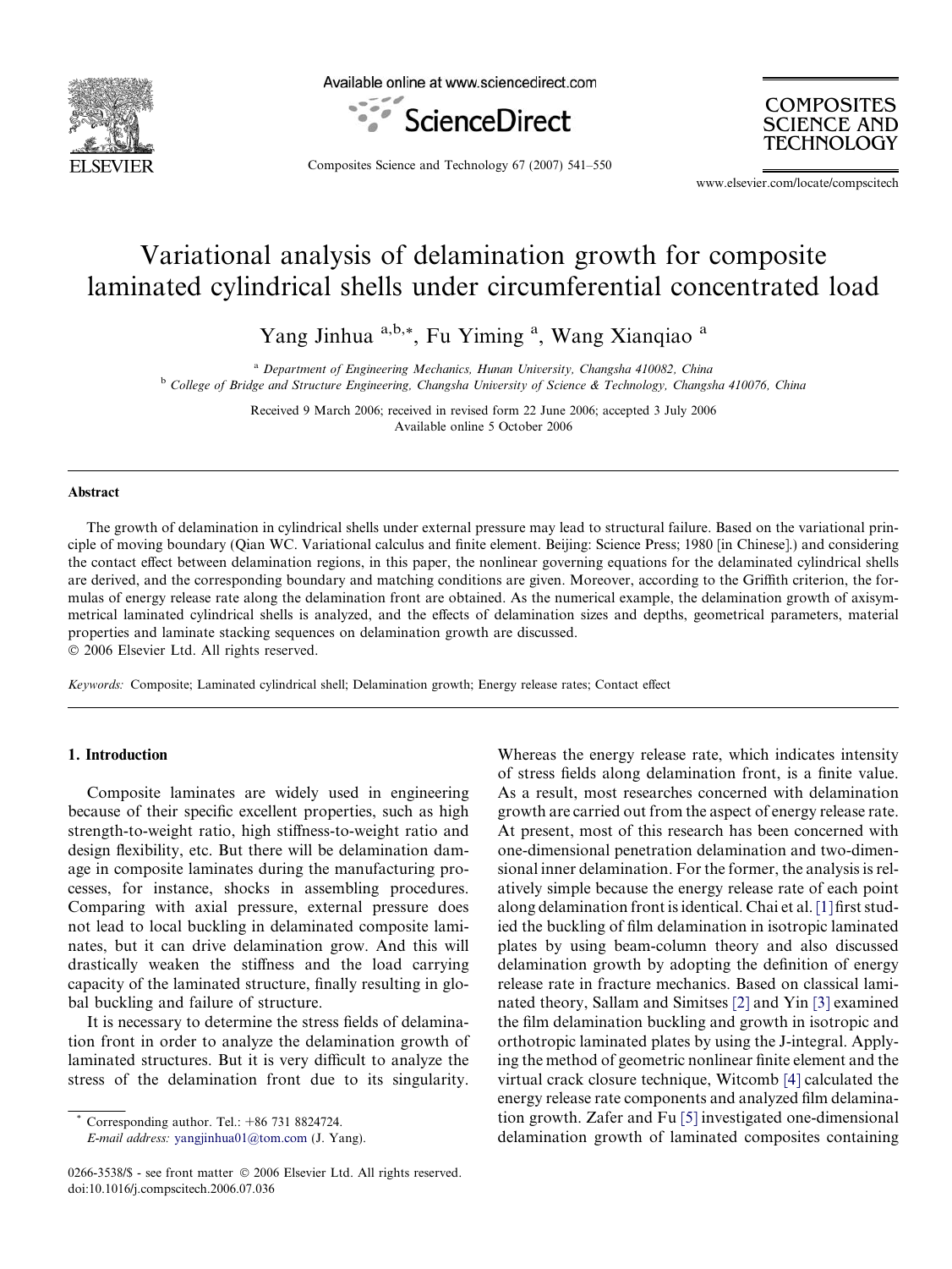# Variational analysis of delamination growth for composite laminated cylindrical shells under circumferential concentrated load

Yang Jinhua [a,b,*], Fu Yiming [a], Wang Xianqiao [a]

[a] *Department of Engineering Mechanics, Hunan University, Changsha 410082, China*

[b] *College of Bridge and Structure Engineering, Changsha University of Science & Technology, Changsha 410076, China*

Received 9 March 2006; received in revised form 22 June 2006; accepted 3 July 2006

Available online 5 October 2006

## Abstract

The growth of delamination in cylindrical shells under external pressure may lead to structural failure. Based on the variational principle of moving boundary (Qian WC. Variational calculus and finite element. Beijing: Science Press; 1980 [in Chinese].) and considering the contact effect between delamination regions, in this paper, the nonlinear governing equations for the delaminated cylindrical shells are derived, and the corresponding boundary and matching conditions are given. Moreover, according to the Griffith criterion, the formulas of energy release rate along the delamination front are obtained. As the numerical example, the delamination growth of axisymmetrical laminated cylindrical shells is analyzed, and the effects of delamination sizes and depths, geometrical parameters, material properties and laminate stacking sequences on delamination growth are discussed.

© 2006 Elsevier Ltd. All rights reserved.

*Keywords:* Composite; Laminated cylindrical shell; Delamination growth; Energy release rates; Contact effect

## 1. Introduction

Composite laminates are widely used in engineering because of their specific excellent properties, such as high strength-to-weight ratio, high stiffness-to-weight ratio and design flexibility, etc. But there will be delamination damage in composite laminates during the manufacturing processes, for instance, shocks in assembling procedures. Comparing with axial pressure, external pressure does not lead to local buckling in delaminated composite laminates, but it can drive delamination grow. And this will drastically weaken the stiffness and the load carrying capacity of the laminated structure, finally resulting in global buckling and failure of structure.

It is necessary to determine the stress fields of delamination front in order to analyze the delamination growth of laminated structures. But it is very difficult to analyze the stress of the delamination front due to its singularity. Whereas the energy release rate, which indicates intensity of stress fields along delamination front, is a finite value. As a result, most researches concerned with delamination growth are carried out from the aspect of energy release rate. At present, most of this research has been concerned with one-dimensional penetration delamination and two-dimensional inner delamination. For the former, the analysis is relatively simple because the energy release rate of each point along delamination front is identical. Chai et al. [1] first studied the buckling of film delamination in isotropic laminated plates by using beam-column theory and also discussed delamination growth by adopting the definition of energy release rate in fracture mechanics. Based on classical laminated theory, Sallam and Simitses [2] and Yin [3] examined the film delamination buckling and growth in isotropic and orthotropic laminated plates by using the J-integral. Applying the method of geometric nonlinear finite element and the virtual crack closure technique, Witcomb [4] calculated the energy release rate components and analyzed film delamination growth. Zafer and Fu [5] investigated one-dimensional delamination growth of laminated composites containing

* Corresponding author. Tel.: +86 731 8824724.
*E-mail address:* yangjinhua01@tom.com (J. Yang).

0266-3538/$ - see front matter © 2006 Elsevier Ltd. All rights reserved.
doi:10.1016/j.compscitech.2006.07.036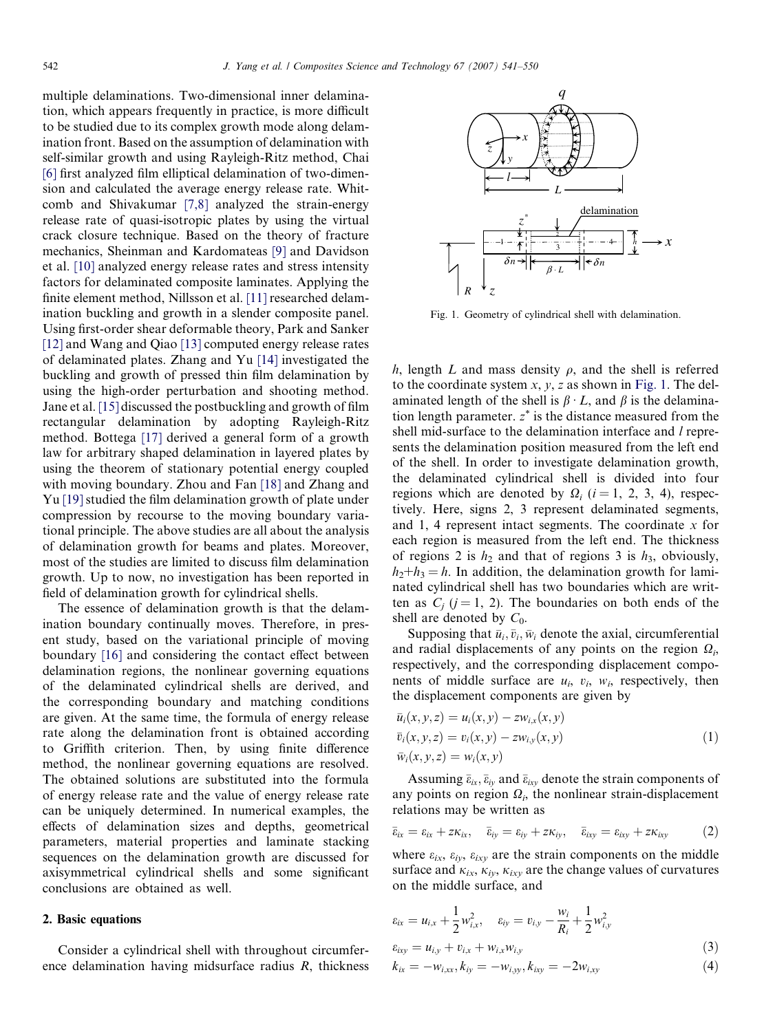multiple delaminations. Two-dimensional inner delamination, which appears frequently in practice, is more difficult to be studied due to its complex growth mode along delamination front. Based on the assumption of delamination with self-similar growth and using Rayleigh-Ritz method, Chai [6] first analyzed film elliptical delamination of two-dimension and calculated the average energy release rate. Whitcomb and Shivakumar [7,8] analyzed the strain-energy release rate of quasi-isotropic plates by using the virtual crack closure technique. Based on the theory of fracture mechanics, Sheinman and Kardomateas [9] and Davidson et al. [10] analyzed energy release rates and stress intensity factors for delaminated composite laminates. Applying the finite element method, Nillsson et al. [11] researched delamination buckling and growth in a slender composite panel. Using first-order shear deformable theory, Park and Sanker [12] and Wang and Qiao [13] computed energy release rates of delaminated plates. Zhang and Yu [14] investigated the buckling and growth of pressed thin film delamination by using the high-order perturbation and shooting method. Jane et al. [15] discussed the postbuckling and growth of film rectangular delamination by adopting Rayleigh-Ritz method. Bottega [17] derived a general form of a growth law for arbitrary shaped delamination in layered plates by using the theorem of stationary potential energy coupled with moving boundary. Zhou and Fan [18] and Zhang and Yu [19] studied the film delamination growth of plate under compression by recourse to the moving boundary variational principle. The above studies are all about the analysis of delamination growth for beams and plates. Moreover, most of the studies are limited to discuss film delamination growth. Up to now, no investigation has been reported in field of delamination growth for cylindrical shells.

The essence of delamination growth is that the delamination boundary continually moves. Therefore, in present study, based on the variational principle of moving boundary [16] and considering the contact effect between delamination regions, the nonlinear governing equations of the delaminated cylindrical shells are derived, and the corresponding boundary and matching conditions are given. At the same time, the formula of energy release rate along the delamination front is obtained according to Griffith criterion. Then, by using finite difference method, the nonlinear governing equations are resolved. The obtained solutions are substituted into the formula of energy release rate and the value of energy release rate can be uniquely determined. In numerical examples, the effects of delamination sizes and depths, geometrical parameters, material properties and laminate stacking sequences on the delamination growth are discussed for axisymmetrical cylindrical shells and some significant conclusions are obtained as well.

## 2. Basic equations

Consider a cylindrical shell with throughout circumference delamination having midsurface radius $R$, thickness $h$, length $L$ and mass density $\rho$, and the shell is referred to the coordinate system $x$, $y$, $z$ as shown in Fig. 1. The delaminated length of the shell is $\beta \cdot L$, and $\beta$ is the delamination length parameter. $z^*$ is the distance measured from the shell mid-surface to the delamination interface and $l$ represents the delamination position measured from the left end of the shell. In order to investigate delamination growth, the delaminated cylindrical shell is divided into four regions which are denoted by $\Omega_i$ $(i = 1, 2, 3, 4)$, respectively. Here, signs 2, 3 represent delaminated segments, and 1, 4 represent intact segments. The coordinate $x$ for each region is measured from the left end. The thickness of regions 2 is $h_2$ and that of regions 3 is $h_3$, obviously, $h_2 + h_3 = h$. In addition, the delamination growth for laminated cylindrical shell has two boundaries which are written as $C_j$ $(j = 1, 2)$. The boundaries on both ends of the shell are denoted by $C_0$.

Fig. 1. Geometry of cylindrical shell with delamination.

Supposing that $\bar{u}_i, \bar{v}_i, \bar{w}_i$ denote the axial, circumferential and radial displacements of any points on the region $\Omega_i$, respectively, and the corresponding displacement components of middle surface are $u_i$, $v_i$, $w_i$, respectively, then the displacement components are given by

$$
\begin{aligned}
&\bar{u}_i(x, y, z) = u_i(x, y) - z w_{i,x}(x, y) \\
&\bar{v}_i(x, y, z) = v_i(x, y) - z w_{i,y}(x, y) \\
&\bar{w}_i(x, y, z) = w_i(x, y)
\end{aligned}
\tag{1}
$$

Assuming $\bar{\varepsilon}_{ix}, \bar{\varepsilon}_{iy}$ and $\bar{\varepsilon}_{ixy}$ denote the strain components of any points on region $\Omega_i$, the nonlinear strain-displacement relations may be written as

$$
\bar{\varepsilon}_{ix} = \varepsilon_{ix} + z\kappa_{ix}, \quad \bar{\varepsilon}_{iy} = \varepsilon_{iy} + z\kappa_{iy}, \quad \bar{\varepsilon}_{ixy} = \varepsilon_{ixy} + z\kappa_{ixy} \tag{2}
$$

where $\varepsilon_{ix}$, $\varepsilon_{iy}$, $\varepsilon_{ixy}$ are the strain components on the middle surface and $\kappa_{ix}$, $\kappa_{iy}$, $\kappa_{ixy}$ are the change values of curvatures on the middle surface, and

$$
\varepsilon_{ix} = u_{i,x} + \frac{1}{2} w_{i,x}^2, \quad \varepsilon_{iy} = v_{i,y} - \frac{w_i}{R_i} + \frac{1}{2} w_{i,y}^2
$$

$$
\varepsilon_{ixy} = u_{i,y} + v_{i,x} + w_{i,x} w_{i,y} \tag{3}
$$

$$
k_{ix} = -w_{i,xx}, k_{iy} = -w_{i,yy}, k_{ixy} = -2w_{i,xy} \tag{4}
$$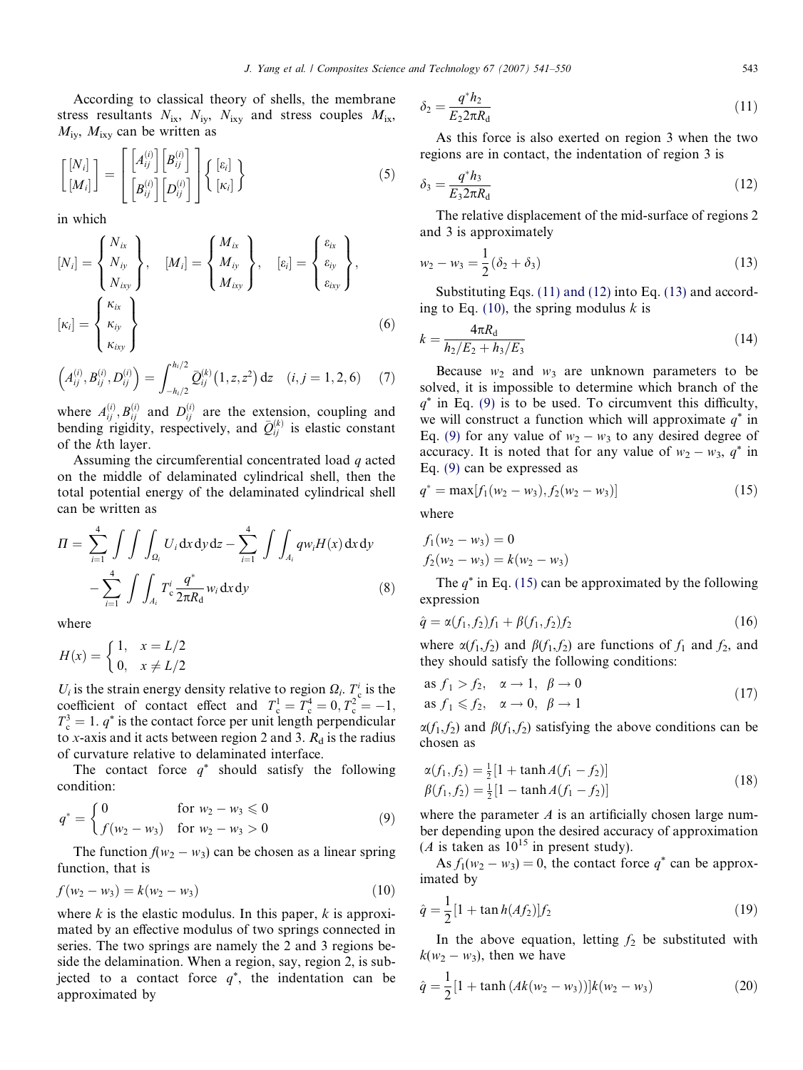According to classical theory of shells, the membrane stress resultants $N_{ix}$, $N_{iy}$, $N_{ixy}$ and stress couples $M_{ix}$, $M_{iy}$, $M_{ixy}$ can be written as

$$\begin{bmatrix} [N_i] \\ [M_i] \end{bmatrix} = \begin{bmatrix} \left[A_{ij}^{(i)}\right] & \left[B_{ij}^{(i)}\right] \\ \left[B_{ij}^{(i)}\right] & \left[D_{ij}^{(i)}\right] \end{bmatrix} \begin{Bmatrix} [\varepsilon_i] \\ [\kappa_i] \end{Bmatrix} \tag{5}$$

in which

$$[N_i] = \begin{Bmatrix} N_{ix} \\ N_{iy} \\ N_{ixy} \end{Bmatrix}, \quad [M_i] = \begin{Bmatrix} M_{ix} \\ M_{iy} \\ M_{ixy} \end{Bmatrix}, \quad [\varepsilon_i] = \begin{Bmatrix} \varepsilon_{ix} \\ \varepsilon_{iy} \\ \varepsilon_{ixy} \end{Bmatrix},$$
$$[\kappa_i] = \begin{Bmatrix} \kappa_{ix} \\ \kappa_{iy} \\ \kappa_{ixy} \end{Bmatrix} \tag{6}$$

$$\left(A_{ij}^{(i)}, B_{ij}^{(i)}, D_{ij}^{(i)}\right) = \int_{-h_i/2}^{h_i/2} \bar{Q}_{ij}^{(k)}\left(1, z, z^2\right) \mathrm{d}z \quad (i, j = 1, 2, 6) \tag{7}$$

where $A_{ij}^{(i)}, B_{ij}^{(i)}$ and $D_{ij}^{(i)}$ are the extension, coupling and bending rigidity, respectively, and $\bar{Q}_{ij}^{(k)}$ is elastic constant of the $k$th layer.

Assuming the circumferential concentrated load $q$ acted on the middle of delaminated cylindrical shell, then the total potential energy of the delaminated cylindrical shell can be written as

$$\Pi = \sum_{i=1}^{4} \int\int\int_{\Omega_i} U_i \,\mathrm{d}x\,\mathrm{d}y\,\mathrm{d}z - \sum_{i=1}^{4} \int\int_{A_i} q w_i H(x)\,\mathrm{d}x\,\mathrm{d}y - \sum_{i=1}^{4} \int\int_{A_i} T_c^i \frac{q^*}{2\pi R_d} w_i \,\mathrm{d}x\,\mathrm{d}y \tag{8}$$

where

$$H(x) = \begin{cases} 1, & x = L/2 \\ 0, & x \neq L/2 \end{cases}$$

$U_i$ is the strain energy density relative to region $\Omega_i$. $T_c^i$ is the coefficient of contact effect and $T_c^1 = T_c^4 = 0, T_c^2 = -1$, $T_c^3 = 1$. $q^*$ is the contact force per unit length perpendicular to $x$-axis and it acts between region 2 and 3. $R_d$ is the radius of curvature relative to delaminated interface.

The contact force $q^*$ should satisfy the following condition:

$$q^* = \begin{cases} 0 & \text{for } w_2 - w_3 \leqslant 0 \\ f(w_2 - w_3) & \text{for } w_2 - w_3 > 0 \end{cases} \tag{9}$$

The function $f(w_2 - w_3)$ can be chosen as a linear spring function, that is

$$f(w_2 - w_3) = k(w_2 - w_3) \tag{10}$$

where $k$ is the elastic modulus. In this paper, $k$ is approximated by an effective modulus of two springs connected in series. The two springs are namely the 2 and 3 regions beside the delamination. When a region, say, region 2, is subjected to a contact force $q^*$, the indentation can be approximated by

$$\delta_2 = \frac{q^* h_2}{E_2 2\pi R_d} \tag{11}$$

As this force is also exerted on region 3 when the two regions are in contact, the indentation of region 3 is

$$\delta_3 = \frac{q^* h_3}{E_3 2\pi R_d} \tag{12}$$

The relative displacement of the mid-surface of regions 2 and 3 is approximately

$$w_2 - w_3 = \frac{1}{2}(\delta_2 + \delta_3) \tag{13}$$

Substituting Eqs. (11) and (12) into Eq. (13) and according to Eq. (10), the spring modulus $k$ is

$$k = \frac{4\pi R_d}{h_2/E_2 + h_3/E_3} \tag{14}$$

Because $w_2$ and $w_3$ are unknown parameters to be solved, it is impossible to determine which branch of the $q^*$ in Eq. (9) is to be used. To circumvent this difficulty, we will construct a function which will approximate $q^*$ in Eq. (9) for any value of $w_2 - w_3$ to any desired degree of accuracy. It is noted that for any value of $w_2 - w_3$, $q^*$ in Eq. (9) can be expressed as

$$q^* = \max[f_1(w_2 - w_3), f_2(w_2 - w_3)] \tag{15}$$

where

$$f_1(w_2 - w_3) = 0$$
$$f_2(w_2 - w_3) = k(w_2 - w_3)$$

The $q^*$ in Eq. (15) can be approximated by the following expression

$$\hat{q} = \alpha(f_1, f_2) f_1 + \beta(f_1, f_2) f_2 \tag{16}$$

where $\alpha(f_1,f_2)$ and $\beta(f_1,f_2)$ are functions of $f_1$ and $f_2$, and they should satisfy the following conditions:

$$\begin{aligned} &\text{as } f_1 > f_2, \quad \alpha \to 1, \ \ \beta \to 0 \\ &\text{as } f_1 \leqslant f_2, \quad \alpha \to 0, \ \ \beta \to 1 \end{aligned} \tag{17}$$

$\alpha(f_1,f_2)$ and $\beta(f_1,f_2)$ satisfying the above conditions can be chosen as

$$\begin{aligned} \alpha(f_1, f_2) &= \tfrac{1}{2}[1 + \tanh A(f_1 - f_2)] \\ \beta(f_1, f_2) &= \tfrac{1}{2}[1 - \tanh A(f_1 - f_2)] \end{aligned} \tag{18}$$

where the parameter $A$ is an artificially chosen large number depending upon the desired accuracy of approximation ($A$ is taken as $10^{15}$ in present study).

As $f_1(w_2 - w_3) = 0$, the contact force $q^*$ can be approximated by

$$\hat{q} = \frac{1}{2}[1 + \tan h(A f_2)] f_2 \tag{19}$$

In the above equation, letting $f_2$ be substituted with $k(w_2 - w_3)$, then we have

$$\hat{q} = \frac{1}{2}[1 + \tanh(Ak(w_2 - w_3))] k(w_2 - w_3) \tag{20}$$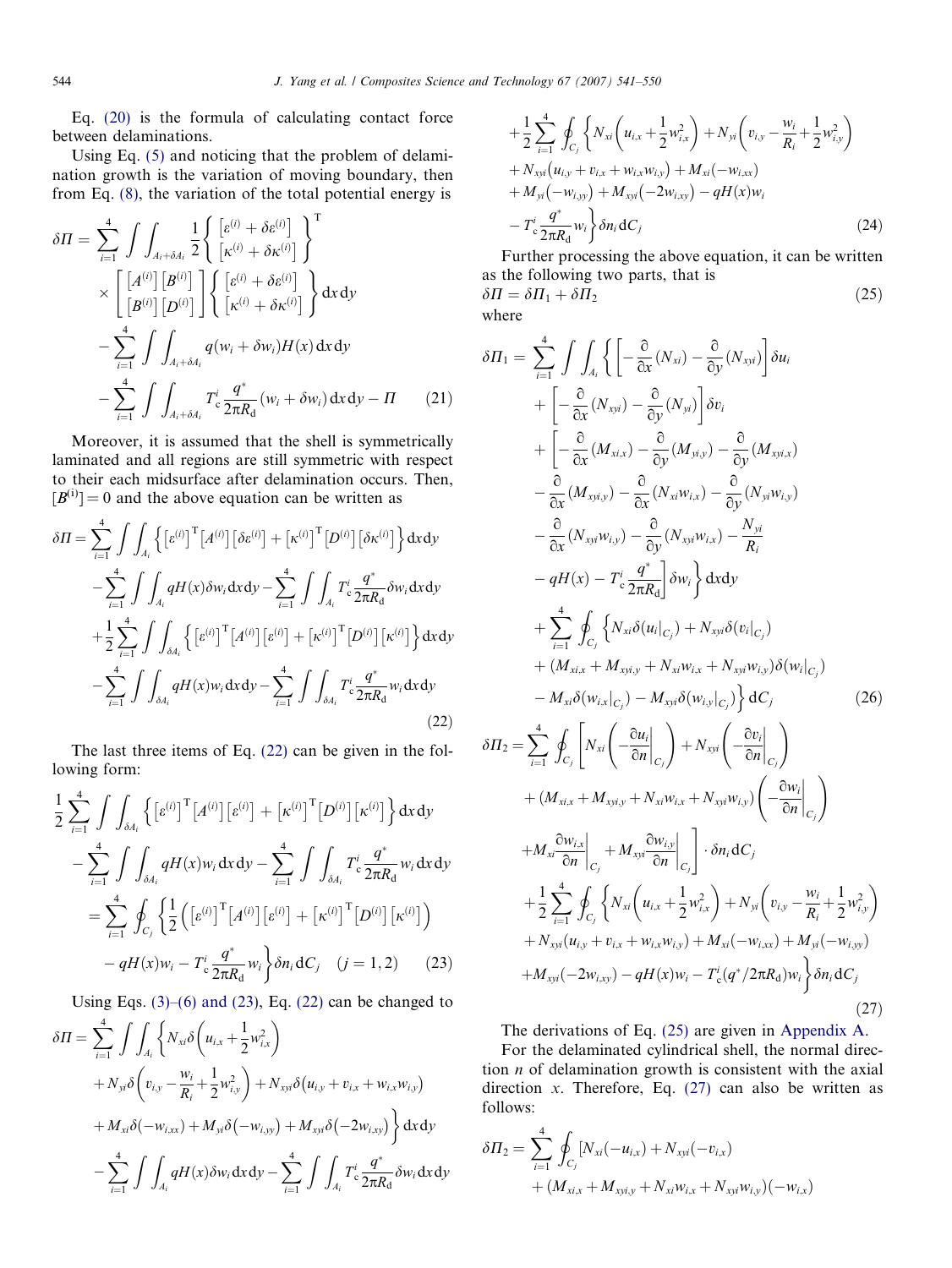Eq. (20) is the formula of calculating contact force between delaminations.

Using Eq. (5) and noticing that the problem of delamination growth is the variation of moving boundary, then from Eq. (8), the variation of the total potential energy is

$$
\begin{aligned}
\delta\Pi = & \sum_{i=1}^{4} \int\int_{A_i+\delta A_i} \frac{1}{2} \begin{Bmatrix} [\varepsilon^{(i)} + \delta\varepsilon^{(i)}] \\ [\kappa^{(i)} + \delta\kappa^{(i)}] \end{Bmatrix}^{\mathrm{T}} \\
& \times \begin{bmatrix} [A^{(i)}] & [B^{(i)}] \\ [B^{(i)}] & [D^{(i)}] \end{bmatrix} \begin{Bmatrix} [\varepsilon^{(i)} + \delta\varepsilon^{(i)}] \\ [\kappa^{(i)} + \delta\kappa^{(i)}] \end{Bmatrix} \mathrm{d}x\,\mathrm{d}y \\
& - \sum_{i=1}^{4} \int\int_{A_i+\delta A_i} q(w_i + \delta w_i) H(x)\,\mathrm{d}x\,\mathrm{d}y \\
& - \sum_{i=1}^{4} \int\int_{A_i+\delta A_i} T_{\mathrm{c}}^{i} \frac{q^*}{2\pi R_{\mathrm{d}}} (w_i + \delta w_i)\,\mathrm{d}x\,\mathrm{d}y - \Pi \qquad (21)
\end{aligned}
$$

Moreover, it is assumed that the shell is symmetrically laminated and all regions are still symmetric with respect to their each midsurface after delamination occurs. Then, $[B^{(i)}] = 0$ and the above equation can be written as

$$
\begin{aligned}
\delta\Pi = & \sum_{i=1}^{4} \int\int_{A_i} \left\{ [\varepsilon^{(i)}]^{\mathrm{T}} [A^{(i)}] [\delta\varepsilon^{(i)}] + [\kappa^{(i)}]^{\mathrm{T}} [D^{(i)}] [\delta\kappa^{(i)}] \right\} \mathrm{d}x\,\mathrm{d}y \\
& - \sum_{i=1}^{4} \int\int_{A_i} qH(x)\delta w_i\,\mathrm{d}x\,\mathrm{d}y - \sum_{i=1}^{4} \int\int_{A_i} T_{\mathrm{c}}^{i} \frac{q^*}{2\pi R_{\mathrm{d}}} \delta w_i\,\mathrm{d}x\,\mathrm{d}y \\
& + \frac{1}{2} \sum_{i=1}^{4} \int\int_{\delta A_i} \left\{ [\varepsilon^{(i)}]^{\mathrm{T}} [A^{(i)}] [\varepsilon^{(i)}] + [\kappa^{(i)}]^{\mathrm{T}} [D^{(i)}] [\kappa^{(i)}] \right\} \mathrm{d}x\,\mathrm{d}y \\
& - \sum_{i=1}^{4} \int\int_{\delta A_i} qH(x) w_i\,\mathrm{d}x\,\mathrm{d}y - \sum_{i=1}^{4} \int\int_{\delta A_i} T_{\mathrm{c}}^{i} \frac{q^*}{2\pi R_{\mathrm{d}}} w_i\,\mathrm{d}x\,\mathrm{d}y
\end{aligned}
\qquad (22)
$$

The last three items of Eq. (22) can be given in the following form:

$$
\begin{aligned}
& \frac{1}{2} \sum_{i=1}^{4} \int\int_{\delta A_i} \left\{ [\varepsilon^{(i)}]^{\mathrm{T}} [A^{(i)}] [\varepsilon^{(i)}] + [\kappa^{(i)}]^{\mathrm{T}} [D^{(i)}] [\kappa^{(i)}] \right\} \mathrm{d}x\,\mathrm{d}y \\
& - \sum_{i=1}^{4} \int\int_{\delta A_i} qH(x) w_i\,\mathrm{d}x\,\mathrm{d}y - \sum_{i=1}^{4} \int\int_{\delta A_i} T_{\mathrm{c}}^{i} \frac{q^*}{2\pi R_{\mathrm{d}}} w_i\,\mathrm{d}x\,\mathrm{d}y \\
& = \sum_{i=1}^{4} \oint_{C_j} \left\{ \frac{1}{2} \left( [\varepsilon^{(i)}]^{\mathrm{T}} [A^{(i)}] [\varepsilon^{(i)}] + [\kappa^{(i)}]^{\mathrm{T}} [D^{(i)}] [\kappa^{(i)}] \right) \right. \\
& \left. \quad - qH(x) w_i - T_{\mathrm{c}}^{i} \frac{q^*}{2\pi R_{\mathrm{d}}} w_i \right\} \delta n_i\,\mathrm{d}C_j \quad (j = 1, 2) \qquad (23)
\end{aligned}
$$

Using Eqs. (3)–(6) and (23), Eq. (22) can be changed to

$$
\begin{aligned}
\delta\Pi = & \sum_{i=1}^{4} \int\int_{A_i} \left\{ N_{xi} \delta\left( u_{i,x} + \frac{1}{2} w_{i,x}^2 \right) \right. \\
& + N_{yi} \delta\left( v_{i,y} - \frac{w_i}{R_i} + \frac{1}{2} w_{i,y}^2 \right) + N_{xyi} \delta(u_{i,y} + v_{i,x} + w_{i,x} w_{i,y}) \\
& \left. + M_{xi} \delta(-w_{i,xx}) + M_{yi} \delta(-w_{i,yy}) + M_{xyi} \delta(-2w_{i,xy}) \right\} \mathrm{d}x\,\mathrm{d}y \\
& - \sum_{i=1}^{4} \int\int_{A_i} qH(x) \delta w_i\,\mathrm{d}x\,\mathrm{d}y - \sum_{i=1}^{4} \int\int_{A_i} T_{\mathrm{c}}^{i} \frac{q^*}{2\pi R_{\mathrm{d}}} \delta w_i\,\mathrm{d}x\,\mathrm{d}y \\
& + \frac{1}{2} \sum_{i=1}^{4} \oint_{C_j} \left\{ N_{xi} \left( u_{i,x} + \frac{1}{2} w_{i,x}^2 \right) + N_{yi} \left( v_{i,y} - \frac{w_i}{R_i} + \frac{1}{2} w_{i,y}^2 \right) \right. \\
& + N_{xyi} (u_{i,y} + v_{i,x} + w_{i,x} w_{i,y}) + M_{xi} (-w_{i,xx}) \\
& + M_{yi} (-w_{i,yy}) + M_{xyi} (-2w_{i,xy}) - qH(x) w_i \\
& \left. - T_{\mathrm{c}}^{i} \frac{q^*}{2\pi R_{\mathrm{d}}} w_i \right\} \delta n_i\,\mathrm{d}C_j \qquad (24)
\end{aligned}
$$

Further processing the above equation, it can be written as the following two parts, that is

$$
\delta\Pi = \delta\Pi_1 + \delta\Pi_2 \qquad (25)
$$

where

$$
\begin{aligned}
\delta\Pi_1 = & \sum_{i=1}^{4} \int\int_{A_i} \left\{ \left[ -\frac{\partial}{\partial x}(N_{xi}) - \frac{\partial}{\partial y}(N_{xyi}) \right] \delta u_i \right. \\
& + \left[ -\frac{\partial}{\partial x}(N_{xyi}) - \frac{\partial}{\partial y}(N_{yi}) \right] \delta v_i \\
& + \left[ -\frac{\partial}{\partial x}(M_{xi,x}) - \frac{\partial}{\partial y}(M_{yi,y}) - \frac{\partial}{\partial y}(M_{xyi,x}) \right. \\
& - \frac{\partial}{\partial x}(M_{xyi,y}) - \frac{\partial}{\partial x}(N_{xi} w_{i,x}) - \frac{\partial}{\partial y}(N_{yi} w_{i,y}) \\
& - \frac{\partial}{\partial x}(N_{xyi} w_{i,y}) - \frac{\partial}{\partial y}(N_{xyi} w_{i,x}) - \frac{N_{yi}}{R_i} \\
& \left. \left. - qH(x) - T_{\mathrm{c}}^{i} \frac{q^*}{2\pi R_{\mathrm{d}}} \right] \delta w_i \right\} \mathrm{d}x\,\mathrm{d}y \\
& + \sum_{i=1}^{4} \oint_{C_j} \left\{ N_{xi} \delta(u_i|_{C_j}) + N_{xyi} \delta(v_i|_{C_j}) \right. \\
& + (M_{xi,x} + M_{xyi,y} + N_{xi} w_{i,x} + N_{xyi} w_{i,y}) \delta(w_i|_{C_j}) \\
& \left. - M_{xi} \delta(w_{i,x}|_{C_j}) - M_{xyi} \delta(w_{i,y}|_{C_j}) \right\} \mathrm{d}C_j \qquad (26)
\end{aligned}
$$

$$
\begin{aligned}
\delta\Pi_2 = & \sum_{i=1}^{4} \oint_{C_j} \left[ N_{xi} \left( -\frac{\partial u_i}{\partial n}\bigg|_{C_j} \right) + N_{xyi} \left( -\frac{\partial v_i}{\partial n}\bigg|_{C_j} \right) \right. \\
& + (M_{xi,x} + M_{xyi,y} + N_{xi} w_{i,x} + N_{xyi} w_{i,y}) \left( -\frac{\partial w_i}{\partial n}\bigg|_{C_j} \right) \\
& \left. + M_{xi} \frac{\partial w_{i,x}}{\partial n}\bigg|_{C_j} + M_{xyi} \frac{\partial w_{i,y}}{\partial n}\bigg|_{C_j} \right] \cdot \delta n_i\,\mathrm{d}C_j \\
& + \frac{1}{2} \sum_{i=1}^{4} \oint_{C_j} \left\{ N_{xi} \left( u_{i,x} + \frac{1}{2} w_{i,x}^2 \right) + N_{yi} \left( v_{i,y} - \frac{w_i}{R_i} + \frac{1}{2} w_{i,y}^2 \right) \right. \\
& + N_{xyi} (u_{i,y} + v_{i,x} + w_{i,x} w_{i,y}) + M_{xi} (-w_{i,xx}) + M_{yi} (-w_{i,yy}) \\
& \left. + M_{xyi} (-2w_{i,xy}) - qH(x) w_i - T_{\mathrm{c}}^{i} (q^*/2\pi R_{\mathrm{d}}) w_i \right\} \delta n_i\,\mathrm{d}C_j
\end{aligned}
\qquad (27)
$$

The derivations of Eq. (25) are given in Appendix A.

For the delaminated cylindrical shell, the normal direction $n$ of delamination growth is consistent with the axial direction $x$. Therefore, Eq. (27) can also be written as follows:

$$
\begin{aligned}
\delta\Pi_2 = & \sum_{i=1}^{4} \oint_{C_j} [N_{xi}(-u_{i,x}) + N_{xyi}(-v_{i,x}) \\
& + (M_{xi,x} + M_{xyi,y} + N_{xi} w_{i,x} + N_{xyi} w_{i,y})(-w_{i,x})
\end{aligned}
$$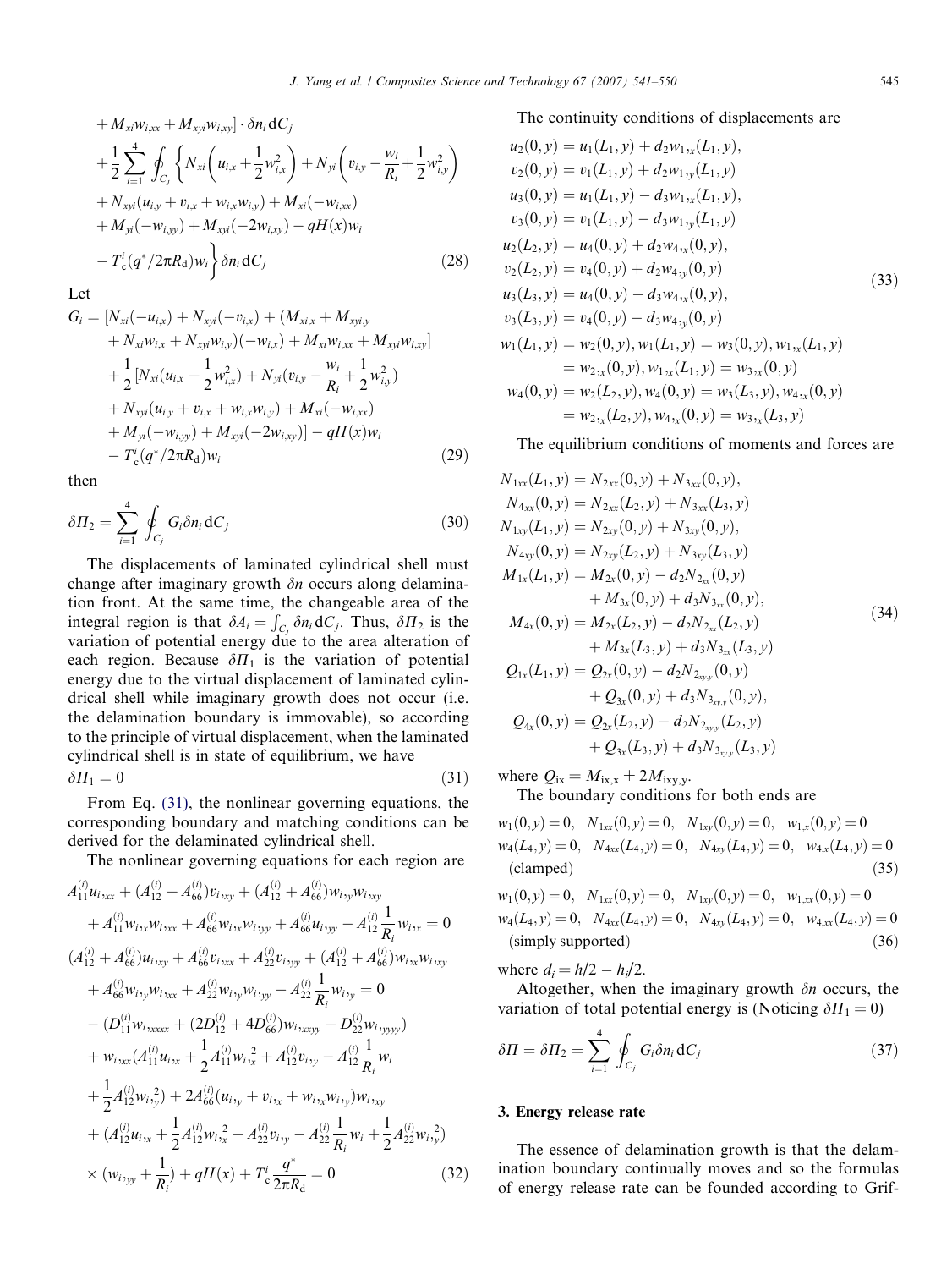$$
\begin{aligned}
&+ M_{xi}w_{i,xx} + M_{xyi}w_{i,xy}] \cdot \delta n_i \,\mathrm{d}C_j \\
&+ \frac{1}{2}\sum_{i=1}^{4} \oint_{C_j} \left\{ N_{xi}\left(u_{i,x} + \frac{1}{2}w_{i,x}^2\right) + N_{yi}\left(v_{i,y} - \frac{w_i}{R_i} + \frac{1}{2}w_{i,y}^2\right) \right. \\
&+ N_{xyi}(u_{i,y} + v_{i,x} + w_{i,x}w_{i,y}) + M_{xi}(-w_{i,xx}) \\
&+ M_{yi}(-w_{i,yy}) + M_{xyi}(-2w_{i,xy}) - qH(x)w_i \\
&\left. - T_{\mathrm{c}}^{i}(q^*/2\pi R_{\mathrm{d}})w_i \right\} \delta n_i \,\mathrm{d}C_j
\end{aligned} \tag{28}
$$

Let

$$
\begin{aligned}
G_i = &[N_{xi}(-u_{i,x}) + N_{xyi}(-v_{i,x}) + (M_{xi,x} + M_{xyi,y} \\
&+ N_{xi}w_{i,x} + N_{xyi}w_{i,y})(-w_{i,x}) + M_{xi}w_{i,xx} + M_{xyi}w_{i,xy}] \\
&+ \frac{1}{2}[N_{xi}(u_{i,x} + \frac{1}{2}w_{i,x}^2) + N_{yi}(v_{i,y} - \frac{w_i}{R_i} + \frac{1}{2}w_{i,y}^2) \\
&+ N_{xyi}(u_{i,y} + v_{i,x} + w_{i,x}w_{i,y}) + M_{xi}(-w_{i,xx}) \\
&+ M_{yi}(-w_{i,yy}) + M_{xyi}(-2w_{i,xy})] - qH(x)w_i \\
&- T_{\mathrm{c}}^{i}(q^*/2\pi R_{\mathrm{d}})w_i
\end{aligned} \tag{29}
$$

then

$$
\delta \Pi_2 = \sum_{i=1}^{4} \oint_{C_j} G_i \delta n_i \,\mathrm{d}C_j \tag{30}
$$

The displacements of laminated cylindrical shell must change after imaginary growth $\delta n$ occurs along delamination front. At the same time, the changeable area of the integral region is that $\delta A_i = \int_{C_j} \delta n_i \,\mathrm{d}C_j$. Thus, $\delta \Pi_2$ is the variation of potential energy due to the area alteration of each region. Because $\delta \Pi_1$ is the variation of potential energy due to the virtual displacement of laminated cylindrical shell while imaginary growth does not occur (i.e. the delamination boundary is immovable), so according to the principle of virtual displacement, when the laminated cylindrical shell is in state of equilibrium, we have

$$
\delta \Pi_1 = 0 \tag{31}
$$

From Eq. (31), the nonlinear governing equations, the corresponding boundary and matching conditions can be derived for the delaminated cylindrical shell.

The nonlinear governing equations for each region are

$$
\begin{aligned}
&A_{11}^{(i)}u_{i,xx} + (A_{12}^{(i)} + A_{66}^{(i)})v_{i,xy} + (A_{12}^{(i)} + A_{66}^{(i)})w_{i,y}w_{i,xy} \\
&\quad + A_{11}^{(i)}w_{i,x}w_{i,xx} + A_{66}^{(i)}w_{i,x}w_{i,yy} + A_{66}^{(i)}u_{i,yy} - A_{12}^{(i)}\frac{1}{R_i}w_{i,x} = 0 \\
&(A_{12}^{(i)} + A_{66}^{(i)})u_{i,xy} + A_{66}^{(i)}v_{i,xx} + A_{22}^{(i)}v_{i,yy} + (A_{12}^{(i)} + A_{66}^{(i)})w_{i,x}w_{i,xy} \\
&\quad + A_{66}^{(i)}w_{i,y}w_{i,xx} + A_{22}^{(i)}w_{i,y}w_{i,yy} - A_{22}^{(i)}\frac{1}{R_i}w_{i,y} = 0 \\
&-(D_{11}^{(i)}w_{i,xxxx} + (2D_{12}^{(i)} + 4D_{66}^{(i)})w_{i,xxyy} + D_{22}^{(i)}w_{i,yyyy}) \\
&\quad + w_{i,xx}(A_{11}^{(i)}u_{i,x} + \frac{1}{2}A_{11}^{(i)}w_{i,x}^{2} + A_{12}^{(i)}v_{i,y} - A_{12}^{(i)}\frac{1}{R_i}w_i \\
&\quad + \frac{1}{2}A_{12}^{(i)}w_{i,y}^{2}) + 2A_{66}^{(i)}(u_{i,y} + v_{i,x} + w_{i,x}w_{i,y})w_{i,xy} \\
&\quad + (A_{12}^{(i)}u_{i,x} + \frac{1}{2}A_{12}^{(i)}w_{i,x}^{2} + A_{22}^{(i)}v_{i,y} - A_{22}^{(i)}\frac{1}{R_i}w_i + \frac{1}{2}A_{22}^{(i)}w_{i,y}^{2}) \\
&\quad \times (w_{i,yy} + \frac{1}{R_i}) + qH(x) + T_{\mathrm{c}}^{i}\frac{q^*}{2\pi R_{\mathrm{d}}} = 0
\end{aligned} \tag{32}
$$

The continuity conditions of displacements are

$$
\begin{aligned}
&u_2(0,y) = u_1(L_1,y) + d_2 w_{1,x}(L_1,y), \\
&v_2(0,y) = v_1(L_1,y) + d_2 w_{1,y}(L_1,y) \\
&u_3(0,y) = u_1(L_1,y) - d_3 w_{1,x}(L_1,y), \\
&v_3(0,y) = v_1(L_1,y) - d_3 w_{1,y}(L_1,y) \\
&u_2(L_2,y) = u_4(0,y) + d_2 w_{4,x}(0,y), \\
&v_2(L_2,y) = v_4(0,y) + d_2 w_{4,y}(0,y) \\
&u_3(L_3,y) = u_4(0,y) - d_3 w_{4,x}(0,y), \\
&v_3(L_3,y) = v_4(0,y) - d_3 w_{4,y}(0,y) \\
&w_1(L_1,y) = w_2(0,y), w_1(L_1,y) = w_3(0,y), w_{1,x}(L_1,y) \\
&\qquad = w_{2,x}(0,y), w_{1,x}(L_1,y) = w_{3,x}(0,y) \\
&w_4(0,y) = w_2(L_2,y), w_4(0,y) = w_3(L_3,y), w_{4,x}(0,y) \\
&\qquad = w_{2,x}(L_2,y), w_{4,x}(0,y) = w_{3,x}(L_3,y)
\end{aligned} \tag{33}
$$

The equilibrium conditions of moments and forces are

$$
\begin{aligned}
&N_{1xx}(L_1,y) = N_{2xx}(0,y) + N_{3xx}(0,y), \\
&N_{4xx}(0,y) = N_{2xx}(L_2,y) + N_{3xx}(L_3,y) \\
&N_{1xy}(L_1,y) = N_{2xy}(0,y) + N_{3xy}(0,y), \\
&N_{4xy}(0,y) = N_{2xy}(L_2,y) + N_{3xy}(L_3,y) \\
&M_{1x}(L_1,y) = M_{2x}(0,y) - d_2 N_{2_{xx}}(0,y) \\
&\qquad + M_{3x}(0,y) + d_3 N_{3_{xx}}(0,y), \\
&M_{4x}(0,y) = M_{2x}(L_2,y) - d_2 N_{2_{xx}}(L_2,y) \\
&\qquad + M_{3x}(L_3,y) + d_3 N_{3_{xx}}(L_3,y) \\
&Q_{1x}(L_1,y) = Q_{2x}(0,y) - d_2 N_{2_{xy,y}}(0,y) \\
&\qquad + Q_{3x}(0,y) + d_3 N_{3_{xy,y}}(0,y), \\
&Q_{4x}(0,y) = Q_{2x}(L_2,y) - d_2 N_{2_{xy,y}}(L_2,y) \\
&\qquad + Q_{3x}(L_3,y) + d_3 N_{3_{xy,y}}(L_3,y)
\end{aligned} \tag{34}
$$

where $Q_{ix} = M_{ix,x} + 2M_{ixy,y}$.

The boundary conditions for both ends are

$$
\begin{aligned}
&w_1(0,y) = 0, \quad N_{1xx}(0,y) = 0, \quad N_{1xy}(0,y) = 0, \quad w_{1,x}(0,y) = 0 \\
&w_4(L_4,y) = 0, \quad N_{4xx}(L_4,y) = 0, \quad N_{4xy}(L_4,y) = 0, \quad w_{4,x}(L_4,y) = 0 \\
&\text{(clamped)}
\end{aligned} \tag{35}
$$

$$
\begin{aligned}
&w_1(0,y) = 0, \quad N_{1xx}(0,y) = 0, \quad N_{1xy}(0,y) = 0, \quad w_{1,xx}(0,y) = 0 \\
&w_4(L_4,y) = 0, \quad N_{4xx}(L_4,y) = 0, \quad N_{4xy}(L_4,y) = 0, \quad w_{4,xx}(L_4,y) = 0 \\
&\text{(simply supported)}
\end{aligned} \tag{36}
$$

where $d_i = h/2 - h_i/2$.

Altogether, when the imaginary growth $\delta n$ occurs, the variation of total potential energy is (Noticing $\delta \Pi_1 = 0$)

$$
\delta \Pi = \delta \Pi_2 = \sum_{i=1}^{4} \oint_{C_j} G_i \delta n_i \,\mathrm{d}C_j \tag{37}
$$

## 3. Energy release rate

The essence of delamination growth is that the delamination boundary continually moves and so the formulas of energy release rate can be founded according to Grif-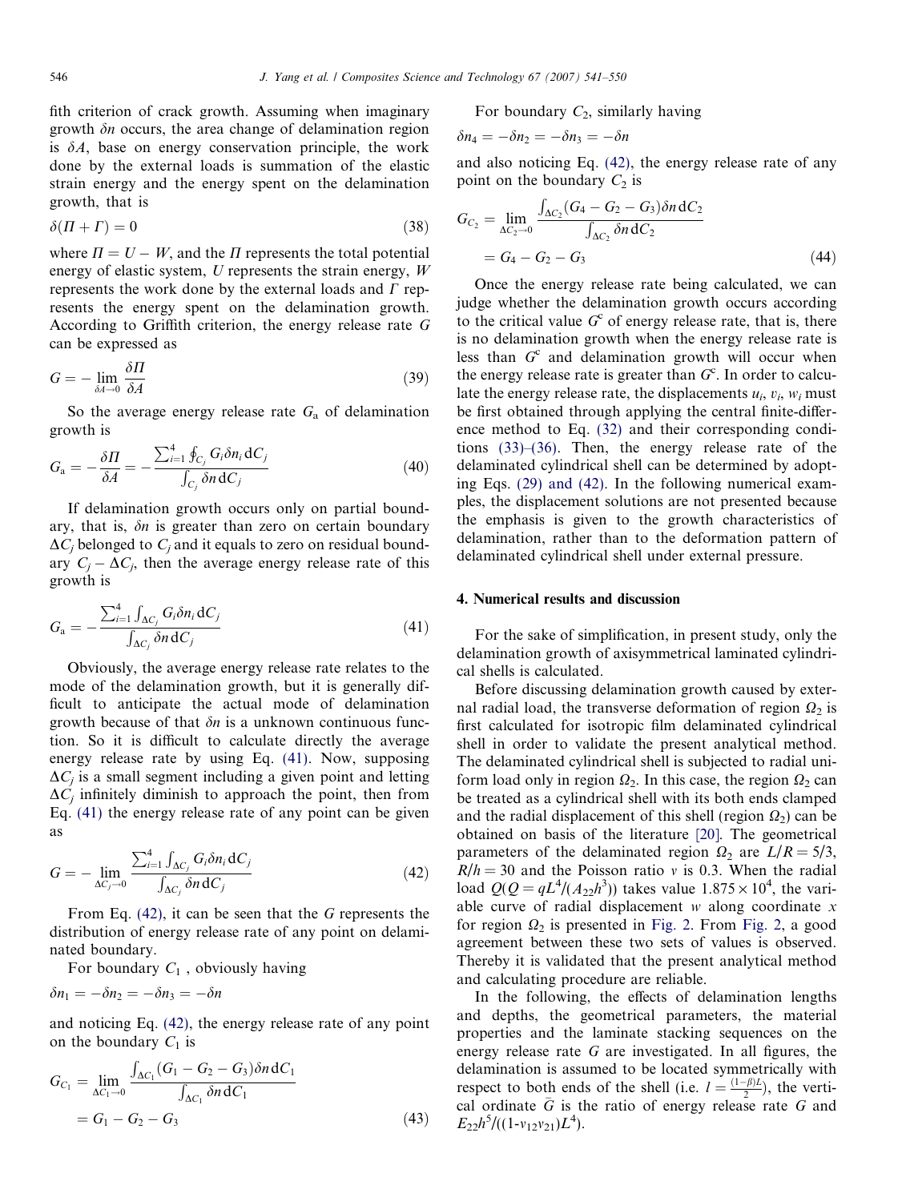fith criterion of crack growth. Assuming when imaginary growth $\delta n$ occurs, the area change of delamination region is $\delta A$, base on energy conservation principle, the work done by the external loads is summation of the elastic strain energy and the energy spent on the delamination growth, that is

$$\delta(\Pi + \Gamma) = 0 \tag{38}$$

where $\Pi = U - W$, and the $\Pi$ represents the total potential energy of elastic system, $U$ represents the strain energy, $W$ represents the work done by the external loads and $\Gamma$ represents the energy spent on the delamination growth. According to Griffith criterion, the energy release rate $G$ can be expressed as

$$G = -\lim_{\delta A \to 0} \frac{\delta \Pi}{\delta A} \tag{39}$$

So the average energy release rate $G_a$ of delamination growth is

$$G_a = -\frac{\delta \Pi}{\delta A} = -\frac{\sum_{i=1}^{4} \oint_{C_j} G_i \delta n_i \, dC_j}{\int_{C_j} \delta n \, dC_j} \tag{40}$$

If delamination growth occurs only on partial boundary, that is, $\delta n$ is greater than zero on certain boundary $\Delta C_j$ belonged to $C_j$ and it equals to zero on residual boundary $C_j - \Delta C_j$, then the average energy release rate of this growth is

$$G_a = -\frac{\sum_{i=1}^{4} \int_{\Delta C_j} G_i \delta n_i \, dC_j}{\int_{\Delta C_j} \delta n \, dC_j} \tag{41}$$

Obviously, the average energy release rate relates to the mode of the delamination growth, but it is generally difficult to anticipate the actual mode of delamination growth because of that $\delta n$ is a unknown continuous function. So it is difficult to calculate directly the average energy release rate by using Eq. (41). Now, supposing $\Delta C_j$ is a small segment including a given point and letting $\Delta C_j$ infinitely diminish to approach the point, then from Eq. (41) the energy release rate of any point can be given as

$$G = -\lim_{\Delta C_j \to 0} \frac{\sum_{i=1}^{4} \int_{\Delta C_j} G_i \delta n_i \, dC_j}{\int_{\Delta C_j} \delta n \, dC_j} \tag{42}$$

From Eq. (42), it can be seen that the $G$ represents the distribution of energy release rate of any point on delaminated boundary.

For boundary $C_1$ , obviously having

$$\delta n_1 = -\delta n_2 = -\delta n_3 = -\delta n$$

and noticing Eq. (42), the energy release rate of any point on the boundary $C_1$ is

$$G_{C_1} = \lim_{\Delta C_1 \to 0} \frac{\int_{\Delta C_1} (G_1 - G_2 - G_3) \delta n \, dC_1}{\int_{\Delta C_1} \delta n \, dC_1} = G_1 - G_2 - G_3 \tag{43}$$

For boundary $C_2$, similarly having

$$\delta n_4 = -\delta n_2 = -\delta n_3 = -\delta n$$

and also noticing Eq. (42), the energy release rate of any point on the boundary $C_2$ is

$$G_{C_2} = \lim_{\Delta C_2 \to 0} \frac{\int_{\Delta C_2} (G_4 - G_2 - G_3) \delta n \, dC_2}{\int_{\Delta C_2} \delta n \, dC_2} = G_4 - G_2 - G_3 \tag{44}$$

Once the energy release rate being calculated, we can judge whether the delamination growth occurs according to the critical value $G^c$ of energy release rate, that is, there is no delamination growth when the energy release rate is less than $G^c$ and delamination growth will occur when the energy release rate is greater than $G^c$. In order to calculate the energy release rate, the displacements $u_i$, $v_i$, $w_i$ must be first obtained through applying the central finite-difference method to Eq. (32) and their corresponding conditions (33)–(36). Then, the energy release rate of the delaminated cylindrical shell can be determined by adopting Eqs. (29) and (42). In the following numerical examples, the displacement solutions are not presented because the emphasis is given to the growth characteristics of delamination, rather than to the deformation pattern of delaminated cylindrical shell under external pressure.

## 4. Numerical results and discussion

For the sake of simplification, in present study, only the delamination growth of axisymmetrical laminated cylindrical shells is calculated.

Before discussing delamination growth caused by external radial load, the transverse deformation of region $\Omega_2$ is first calculated for isotropic film delaminated cylindrical shell in order to validate the present analytical method. The delaminated cylindrical shell is subjected to radial uniform load only in region $\Omega_2$. In this case, the region $\Omega_2$ can be treated as a cylindrical shell with its both ends clamped and the radial displacement of this shell (region $\Omega_2$) can be obtained on basis of the literature [20]. The geometrical parameters of the delaminated region $\Omega_2$ are $L/R = 5/3$, $R/h = 30$ and the Poisson ratio $v$ is 0.3. When the radial load $Q(Q = qL^4/(A_{22}h^3))$ takes value $1.875 \times 10^4$, the variable curve of radial displacement $w$ along coordinate $x$ for region $\Omega_2$ is presented in Fig. 2. From Fig. 2, a good agreement between these two sets of values is observed. Thereby it is validated that the present analytical method and calculating procedure are reliable.

In the following, the effects of delamination lengths and depths, the geometrical parameters, the material properties and the laminate stacking sequences on the energy release rate $G$ are investigated. In all figures, the delamination is assumed to be located symmetrically with respect to both ends of the shell (i.e. $l = \frac{(1-\beta)L}{2}$), the vertical ordinate $\bar{G}$ is the ratio of energy release rate $G$ and $E_{22}h^5/((1\text{-}v_{12}v_{21})L^4)$.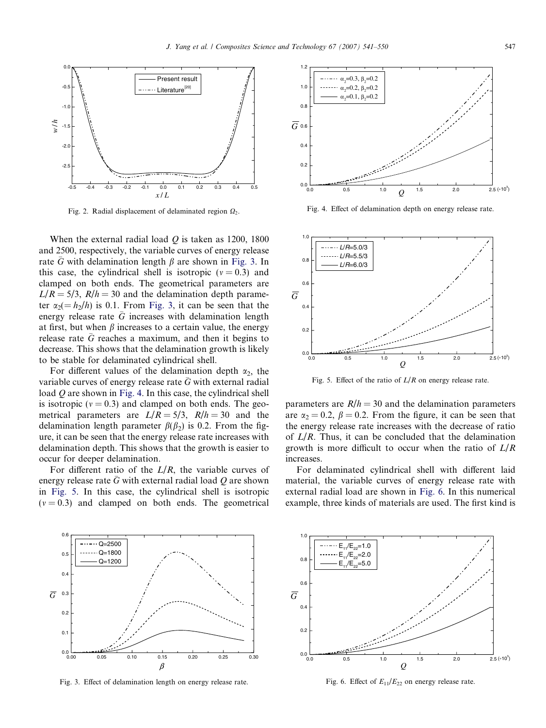Fig. 2. Radial displacement of delaminated region $\Omega_2$.

Fig. 4. Effect of delamination depth on energy release rate.

When the external radial load $Q$ is taken as 1200, 1800 and 2500, respectively, the variable curves of energy release rate $\bar{G}$ with delamination length $\beta$ are shown in Fig. 3. In this case, the cylindrical shell is isotropic ($v = 0.3$) and clamped on both ends. The geometrical parameters are $L/R = 5/3$, $R/h = 30$ and the delamination depth parameter $\alpha_2(= h_2/h)$ is 0.1. From Fig. 3, it can be seen that the energy release rate $\bar{G}$ increases with delamination length at first, but when $\beta$ increases to a certain value, the energy release rate $\bar{G}$ reaches a maximum, and then it begins to decrease. This shows that the delamination growth is likely to be stable for delaminated cylindrical shell.

For different values of the delamination depth $\alpha_2$, the variable curves of energy release rate $\bar{G}$ with external radial load $Q$ are shown in Fig. 4. In this case, the cylindrical shell is isotropic ($v = 0.3$) and clamped on both ends. The geometrical parameters are $L/R = 5/3$, $R/h = 30$ and the delamination length parameter $\beta(\beta_2)$ is 0.2. From the figure, it can be seen that the energy release rate increases with delamination depth. This shows that the growth is easier to occur for deeper delamination.

For different ratio of the $L/R$, the variable curves of energy release rate $\bar{G}$ with external radial load $Q$ are shown in Fig. 5. In this case, the cylindrical shell is isotropic ($v = 0.3$) and clamped on both ends. The geometrical parameters are $R/h = 30$ and the delamination parameters are $\alpha_2 = 0.2$, $\beta = 0.2$. From the figure, it can be seen that the energy release rate increases with the decrease of ratio of $L/R$. Thus, it can be concluded that the delamination growth is more difficult to occur when the ratio of $L/R$ increases.

Fig. 5. Effect of the ratio of $L/R$ on energy release rate.

For delaminated cylindrical shell with different laid material, the variable curves of energy release rate with external radial load are shown in Fig. 6. In this numerical example, three kinds of materials are used. The first kind is

Fig. 3. Effect of delamination length on energy release rate.

Fig. 6. Effect of $E_{11}/E_{22}$ on energy release rate.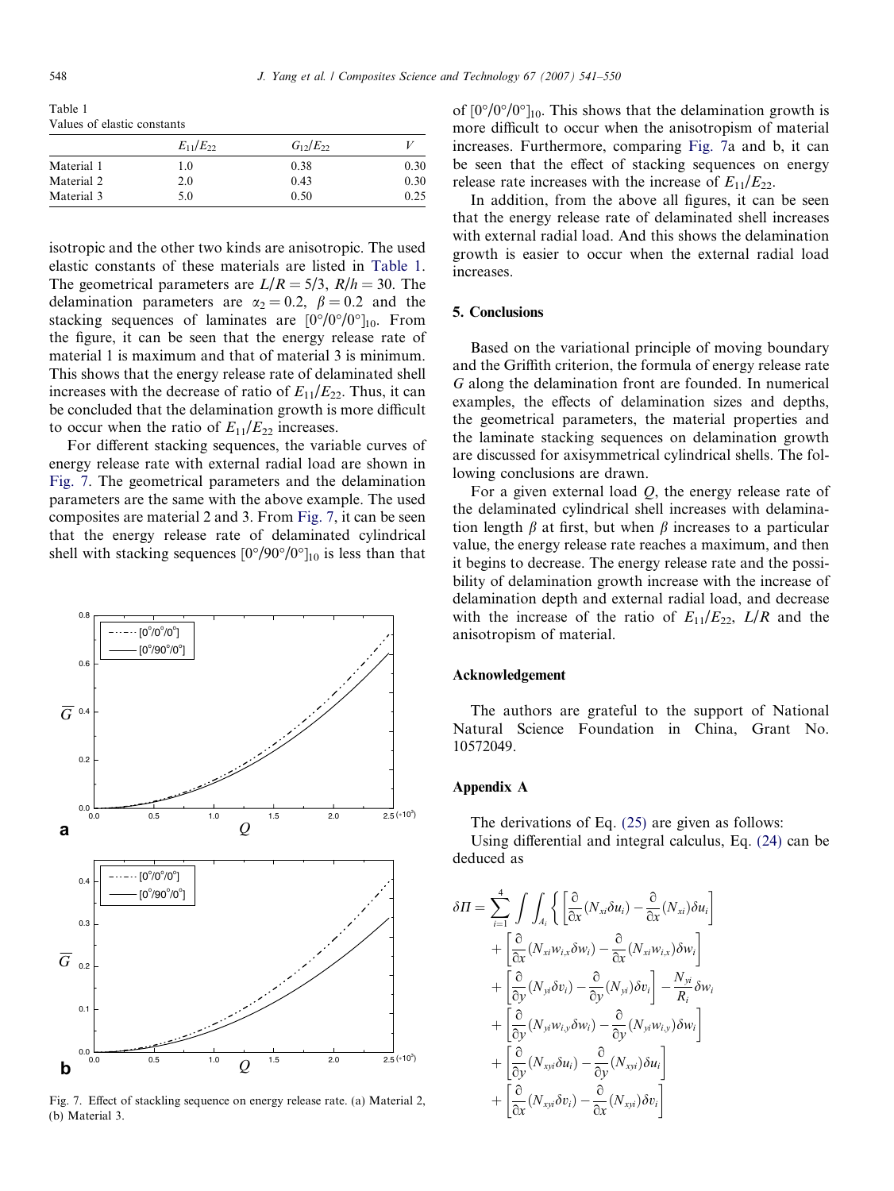Table 1
Values of elastic constants

| | $E_{11}/E_{22}$ | $G_{12}/E_{22}$ | $V$ |
|---|---|---|---|
| Material 1 | 1.0 | 0.38 | 0.30 |
| Material 2 | 2.0 | 0.43 | 0.30 |
| Material 3 | 5.0 | 0.50 | 0.25 |

isotropic and the other two kinds are anisotropic. The used elastic constants of these materials are listed in Table 1. The geometrical parameters are $L/R = 5/3$, $R/h = 30$. The delamination parameters are $\alpha_2 = 0.2$, $\beta = 0.2$ and the stacking sequences of laminates are $[0°/0°/0°]_{10}$. From the figure, it can be seen that the energy release rate of material 1 is maximum and that of material 3 is minimum. This shows that the energy release rate of delaminated shell increases with the decrease of ratio of $E_{11}/E_{22}$. Thus, it can be concluded that the delamination growth is more difficult to occur when the ratio of $E_{11}/E_{22}$ increases.

For different stacking sequences, the variable curves of energy release rate with external radial load are shown in Fig. 7. The geometrical parameters and the delamination parameters are the same with the above example. The used composites are material 2 and 3. From Fig. 7, it can be seen that the energy release rate of delaminated cylindrical shell with stacking sequences $[0°/90°/0°]_{10}$ is less than that of $[0°/0°/0°]_{10}$. This shows that the delamination growth is more difficult to occur when the anisotropism of material increases. Furthermore, comparing Fig. 7a and b, it can be seen that the effect of stacking sequences on energy release rate increases with the increase of $E_{11}/E_{22}$.

In addition, from the above all figures, it can be seen that the energy release rate of delaminated shell increases with external radial load. And this shows the delamination growth is easier to occur when the external radial load increases.

Fig. 7. Effect of stackling sequence on energy release rate. (a) Material 2, (b) Material 3.

## 5. Conclusions

Based on the variational principle of moving boundary and the Griffith criterion, the formula of energy release rate $G$ along the delamination front are founded. In numerical examples, the effects of delamination sizes and depths, the geometrical parameters, the material properties and the laminate stacking sequences on delamination growth are discussed for axisymmetrical cylindrical shells. The following conclusions are drawn.

For a given external load $Q$, the energy release rate of the delaminated cylindrical shell increases with delamination length $\beta$ at first, but when $\beta$ increases to a particular value, the energy release rate reaches a maximum, and then it begins to decrease. The energy release rate and the possibility of delamination growth increase with the increase of delamination depth and external radial load, and decrease with the increase of the ratio of $E_{11}/E_{22}$, $L/R$ and the anisotropism of material.

## Acknowledgement

The authors are grateful to the support of National Natural Science Foundation in China, Grant No. 10572049.

## Appendix A

The derivations of Eq. (25) are given as follows:

Using differential and integral calculus, Eq. (24) can be deduced as

$$
\begin{aligned}
\delta\Pi = \sum_{i=1}^{4} \int\int_{A_i} \Bigg\{ & \left[\frac{\partial}{\partial x}(N_{xi}\delta u_i) - \frac{\partial}{\partial x}(N_{xi})\delta u_i\right] \\
& + \left[\frac{\partial}{\partial x}(N_{xi}w_{i,x}\delta w_i) - \frac{\partial}{\partial x}(N_{xi}w_{i,x})\delta w_i\right] \\
& + \left[\frac{\partial}{\partial y}(N_{yi}\delta v_i) - \frac{\partial}{\partial y}(N_{yi})\delta v_i\right] - \frac{N_{yi}}{R_i}\delta w_i \\
& + \left[\frac{\partial}{\partial y}(N_{yi}w_{i,y}\delta w_i) - \frac{\partial}{\partial y}(N_{yi}w_{i,y})\delta w_i\right] \\
& + \left[\frac{\partial}{\partial y}(N_{xyi}\delta u_i) - \frac{\partial}{\partial y}(N_{xyi})\delta u_i\right] \\
& + \left[\frac{\partial}{\partial x}(N_{xyi}\delta v_i) - \frac{\partial}{\partial x}(N_{xyi})\delta v_i\right]
\end{aligned}
$$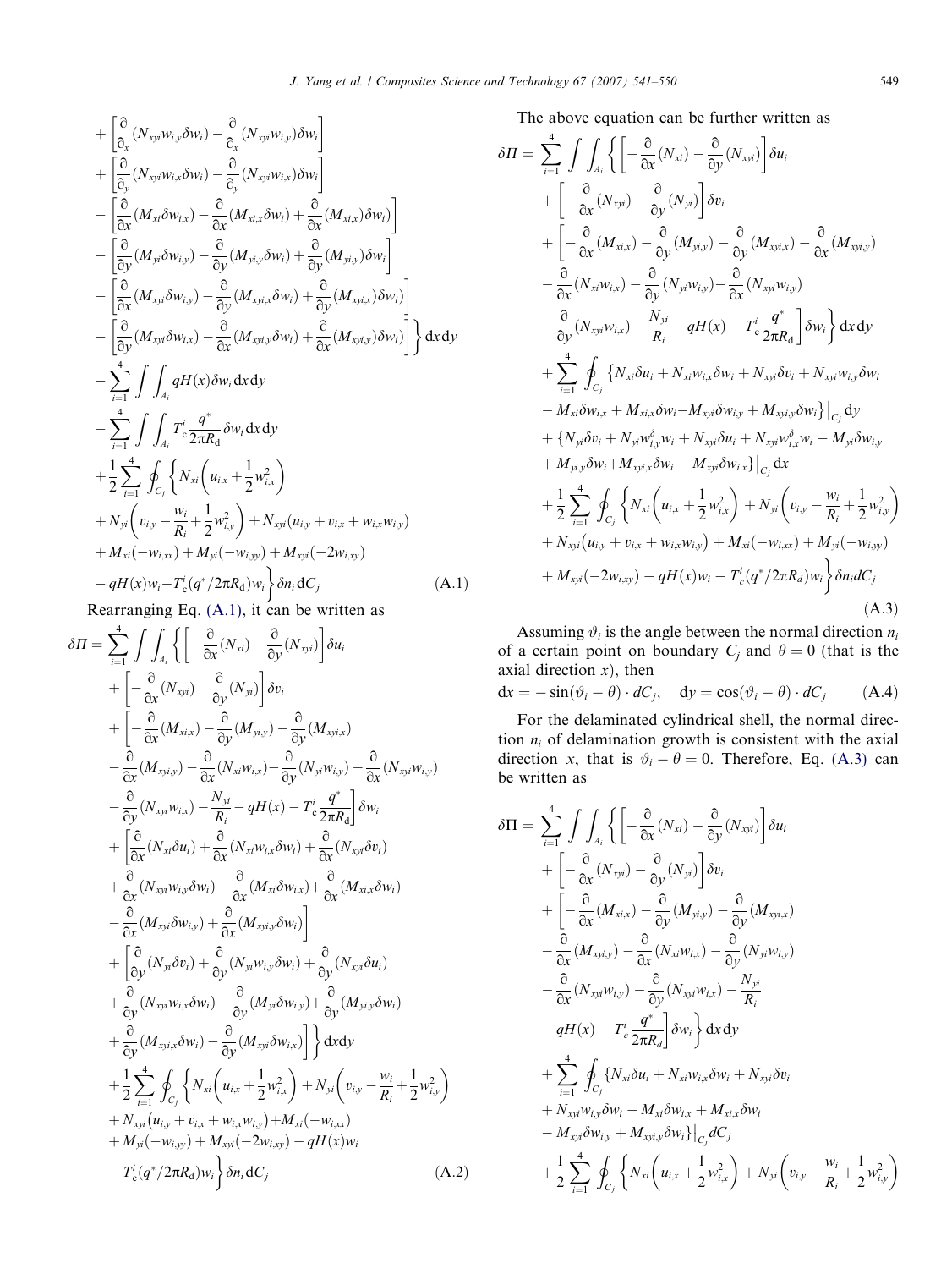$$
\begin{aligned}
&+\left[\frac{\partial}{\partial_x}(N_{xyi}w_{i,y}\delta w_i)-\frac{\partial}{\partial_x}(N_{xyi}w_{i,y})\delta w_i\right]\\
&+\left[\frac{\partial}{\partial_y}(N_{xyi}w_{i,x}\delta w_i)-\frac{\partial}{\partial_y}(N_{xyi}w_{i,x})\delta w_i\right]\\
&-\left[\frac{\partial}{\partial x}(M_{xi}\delta w_{i,x})-\frac{\partial}{\partial x}(M_{xi,x}\delta w_i)+\frac{\partial}{\partial x}(M_{xi,x})\delta w_i)\right]\\
&-\left[\frac{\partial}{\partial y}(M_{yi}\delta w_{i,y})-\frac{\partial}{\partial y}(M_{yi,y}\delta w_i)+\frac{\partial}{\partial y}(M_{yi,y})\delta w_i\right]\\
&-\left[\frac{\partial}{\partial x}(M_{xyi}\delta w_{i,y})-\frac{\partial}{\partial y}(M_{xyi,x}\delta w_i)+\frac{\partial}{\partial y}(M_{xyi,x})\delta w_i)\right]\\
&-\left[\frac{\partial}{\partial y}(M_{xyi}\delta w_{i,x})-\frac{\partial}{\partial x}(M_{xyi,y}\delta w_i)+\frac{\partial}{\partial x}(M_{xyi,y})\delta w_i)\right]\Bigg\}\mathrm{d}x\,\mathrm{d}y\\
&-\sum_{i=1}^{4}\int\int_{A_i} qH(x)\delta w_i\,\mathrm{d}x\,\mathrm{d}y\\
&-\sum_{i=1}^{4}\int\int_{A_i} T_c^i\frac{q^*}{2\pi R_d}\delta w_i\,\mathrm{d}x\,\mathrm{d}y\\
&+\frac{1}{2}\sum_{i=1}^{4}\oint_{C_j}\Bigg\{N_{xi}\left(u_{i,x}+\frac{1}{2}w_{i,x}^2\right)\\
&+N_{yi}\left(v_{i,y}-\frac{w_i}{R_i}+\frac{1}{2}w_{i,y}^2\right)+N_{xyi}(u_{i,y}+v_{i,x}+w_{i,x}w_{i,y})\\
&+M_{xi}(-w_{i,xx})+M_{yi}(-w_{i,yy})+M_{xyi}(-2w_{i,xy})\\
&-qH(x)w_i-T_c^i(q^*/2\pi R_d)w_i\Bigg\}\delta n_i\,\mathrm{d}C_j \qquad \text{(A.1)}
\end{aligned}
$$

Rearranging Eq. (A.1), it can be written as

$$
\begin{aligned}
\delta\Pi=&\sum_{i=1}^{4}\int\int_{A_i}\Bigg\{\left[-\frac{\partial}{\partial x}(N_{xi})-\frac{\partial}{\partial y}(N_{xyi})\right]\delta u_i\\
&+\left[-\frac{\partial}{\partial x}(N_{xyi})-\frac{\partial}{\partial y}(N_{yi})\right]\delta v_i\\
&+\left[-\frac{\partial}{\partial x}(M_{xi,x})-\frac{\partial}{\partial y}(M_{yi,y})-\frac{\partial}{\partial y}(M_{xyi,x})\right.\\
&-\frac{\partial}{\partial x}(M_{xyi,y})-\frac{\partial}{\partial x}(N_{xi}w_{i,x})-\frac{\partial}{\partial y}(N_{yi}w_{i,y})-\frac{\partial}{\partial x}(N_{xyi}w_{i,y})\\
&\left.-\frac{\partial}{\partial y}(N_{xyi}w_{i,x})-\frac{N_{yi}}{R_i}-qH(x)-T_c^i\frac{q^*}{2\pi R_d}\right]\delta w_i\\
&+\left[\frac{\partial}{\partial x}(N_{xi}\delta u_i)+\frac{\partial}{\partial x}(N_{xi}w_{i,x}\delta w_i)+\frac{\partial}{\partial x}(N_{xyi}\delta v_i)\right.\\
&+\frac{\partial}{\partial x}(N_{xyi}w_{i,y}\delta w_i)-\frac{\partial}{\partial x}(M_{xi}\delta w_{i,x})+\frac{\partial}{\partial x}(M_{xi,x}\delta w_i)\\
&\left.-\frac{\partial}{\partial x}(M_{xyi}\delta w_{i,y})+\frac{\partial}{\partial x}(M_{xyi,y}\delta w_i)\right]\\
&+\left[\frac{\partial}{\partial y}(N_{yi}\delta v_i)+\frac{\partial}{\partial y}(N_{yi}w_{i,y}\delta w_i)+\frac{\partial}{\partial y}(N_{xyi}\delta u_i)\right.\\
&+\frac{\partial}{\partial y}(N_{xyi}w_{i,x}\delta w_i)-\frac{\partial}{\partial y}(M_{yi}\delta w_{i,y})+\frac{\partial}{\partial y}(M_{yi,y}\delta w_i)\\
&\left.+\frac{\partial}{\partial y}(M_{xyi,x}\delta w_i)-\frac{\partial}{\partial y}(M_{xyi}\delta w_{i,x})\right]\Bigg\}\mathrm{d}x\mathrm{d}y\\
&+\frac{1}{2}\sum_{i=1}^{4}\oint_{C_j}\Bigg\{N_{xi}\left(u_{i,x}+\frac{1}{2}w_{i,x}^2\right)+N_{yi}\left(v_{i,y}-\frac{w_i}{R_i}+\frac{1}{2}w_{i,y}^2\right)\\
&+N_{xyi}\left(u_{i,y}+v_{i,x}+w_{i,x}w_{i,y}\right)+M_{xi}(-w_{i,xx})\\
&+M_{yi}(-w_{i,yy})+M_{xyi}(-2w_{i,xy})-qH(x)w_i\\
&-T_c^i(q^*/2\pi R_d)w_i\Bigg\}\delta n_i\,\mathrm{d}C_j \qquad \text{(A.2)}
\end{aligned}
$$

The above equation can be further written as

$$
\begin{aligned}
\delta\Pi=&\sum_{i=1}^{4}\int\int_{A_i}\Bigg\{\left[-\frac{\partial}{\partial x}(N_{xi})-\frac{\partial}{\partial y}(N_{xyi})\right]\delta u_i\\
&+\left[-\frac{\partial}{\partial x}(N_{xyi})-\frac{\partial}{\partial y}(N_{yi})\right]\delta v_i\\
&+\left[-\frac{\partial}{\partial x}(M_{xi,x})-\frac{\partial}{\partial y}(M_{yi,y})-\frac{\partial}{\partial y}(M_{xyi,x})-\frac{\partial}{\partial x}(M_{xyi,y})\right.\\
&-\frac{\partial}{\partial x}(N_{xi}w_{i,x})-\frac{\partial}{\partial y}(N_{yi}w_{i,y})-\frac{\partial}{\partial x}(N_{xyi}w_{i,y})\\
&\left.-\frac{\partial}{\partial y}(N_{xyi}w_{i,x})-\frac{N_{yi}}{R_i}-qH(x)-T_c^i\frac{q^*}{2\pi R_d}\right]\delta w_i\Bigg\}\mathrm{d}x\,\mathrm{d}y\\
&+\sum_{i=1}^{4}\oint_{C_j}\{N_{xi}\delta u_i+N_{xi}w_{i,x}\delta w_i+N_{xyi}\delta v_i+N_{xyi}w_{i,y}\delta w_i\\
&-M_{xi}\delta w_{i,x}+M_{xi,x}\delta w_i-M_{xyi}\delta w_{i,y}+M_{xyi,y}\delta w_i\}\big|_{C_j}\mathrm{d}y\\
&+\{N_{yi}\delta v_i+N_{yi}w_{i,y}^{\delta}w_i+N_{xyi}\delta u_i+N_{xyi}w_{i,x}^{\delta}w_i-M_{yi}\delta w_{i,y}\\
&+M_{yi,y}\delta w_i+M_{xyi,x}\delta w_i-M_{xyi}\delta w_{i,x}\}\big|_{C_j}\mathrm{d}x\\
&+\frac{1}{2}\sum_{i=1}^{4}\oint_{C_j}\Bigg\{N_{xi}\left(u_{i,x}+\frac{1}{2}w_{i,x}^2\right)+N_{yi}\left(v_{i,y}-\frac{w_i}{R_i}+\frac{1}{2}w_{i,y}^2\right)\\
&+N_{xyi}\left(u_{i,y}+v_{i,x}+w_{i,x}w_{i,y}\right)+M_{xi}(-w_{i,xx})+M_{yi}(-w_{i,yy})\\
&+M_{xyi}(-2w_{i,xy})-qH(x)w_i-T_c^i(q^*/2\pi R_d)w_i\Bigg\}\delta n_i dC_j \qquad \text{(A.3)}
\end{aligned}
$$

Assuming $\vartheta_i$ is the angle between the normal direction $n_i$ of a certain point on boundary $C_j$ and $\theta = 0$ (that is the axial direction $x$), then

$$
\mathrm{d}x = -\sin(\vartheta_i-\theta)\cdot dC_j, \quad \mathrm{d}y = \cos(\vartheta_i-\theta)\cdot dC_j \qquad \text{(A.4)}
$$

For the delaminated cylindrical shell, the normal direction $n_i$ of delamination growth is consistent with the axial direction $x$, that is $\vartheta_i - \theta = 0$. Therefore, Eq. (A.3) can be written as

$$
\begin{aligned}
\delta\Pi=&\sum_{i=1}^{4}\int\int_{A_i}\Bigg\{\left[-\frac{\partial}{\partial x}(N_{xi})-\frac{\partial}{\partial y}(N_{xyi})\right]\delta u_i\\
&+\left[-\frac{\partial}{\partial x}(N_{xyi})-\frac{\partial}{\partial y}(N_{yi})\right]\delta v_i\\
&+\left[-\frac{\partial}{\partial x}(M_{xi,x})-\frac{\partial}{\partial y}(M_{yi,y})-\frac{\partial}{\partial y}(M_{xyi,x})\right.\\
&-\frac{\partial}{\partial x}(M_{xyi,y})-\frac{\partial}{\partial x}(N_{xi}w_{i,x})-\frac{\partial}{\partial y}(N_{yi}w_{i,y})\\
&-\frac{\partial}{\partial x}(N_{xyi}w_{i,y})-\frac{\partial}{\partial y}(N_{xyi}w_{i,x})-\frac{N_{yi}}{R_i}\\
&\left.-qH(x)-T_c^i\frac{q^*}{2\pi R_d}\right]\delta w_i\Bigg\}\mathrm{d}x\,\mathrm{d}y\\
&+\sum_{i=1}^{4}\oint_{C_j}\{N_{xi}\delta u_i+N_{xi}w_{i,x}\delta w_i+N_{xyi}\delta v_i\\
&+N_{xyi}w_{i,y}\delta w_i-M_{xi}\delta w_{i,x}+M_{xi,x}\delta w_i\\
&-M_{xyi}\delta w_{i,y}+M_{xyi,y}\delta w_i\}\big|_{C_j}dC_j\\
&+\frac{1}{2}\sum_{i=1}^{4}\oint_{C_j}\Bigg\{N_{xi}\left(u_{i,x}+\frac{1}{2}w_{i,x}^2\right)+N_{yi}\left(v_{i,y}-\frac{w_i}{R_i}+\frac{1}{2}w_{i,y}^2\right)
\end{aligned}
$$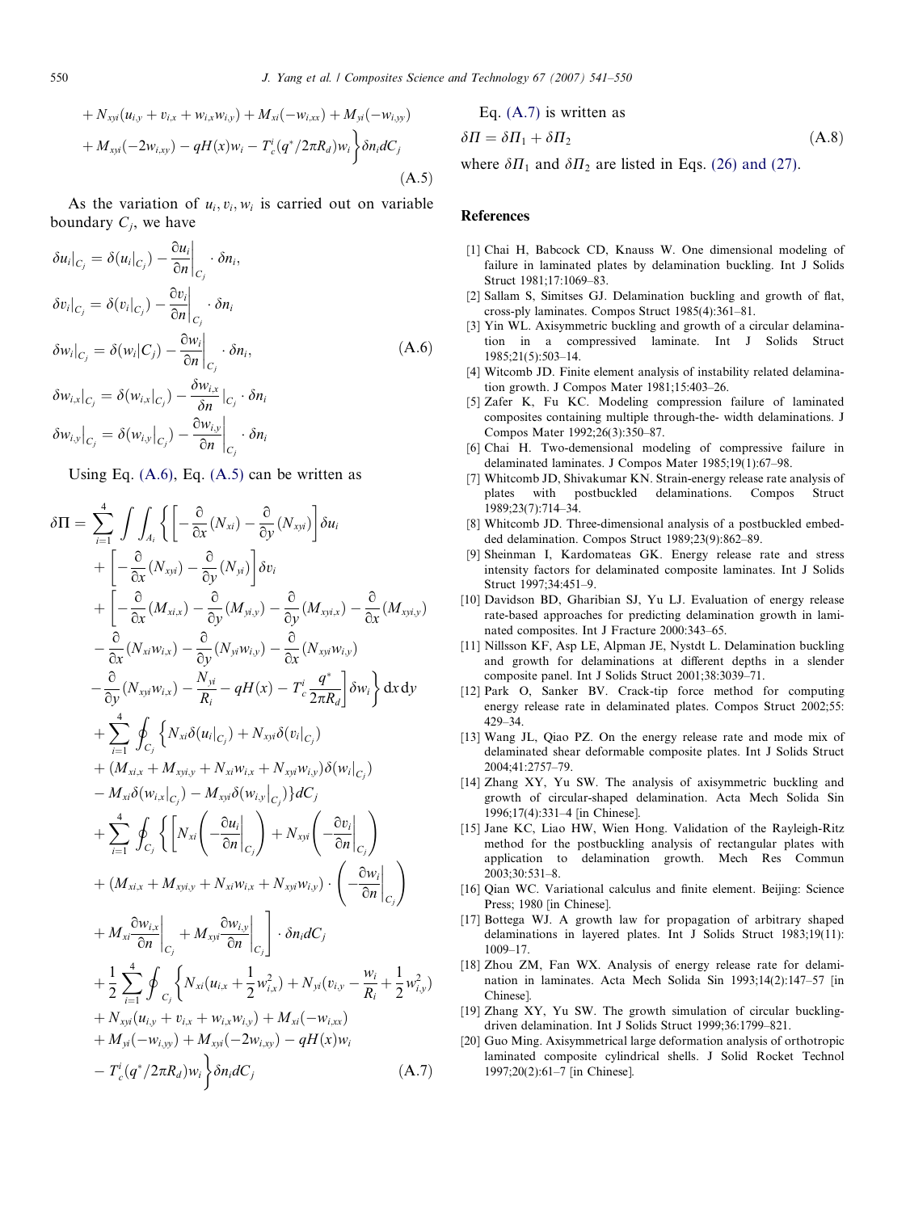$$
+ N_{xyi}(u_{i,y} + v_{i,x} + w_{i,x}w_{i,y}) + M_{xi}(-w_{i,xx}) + M_{yi}(-w_{i,yy})
+ M_{xyi}(-2w_{i,xy}) - qH(x)w_i - T_c^i(q^*/2\pi R_d)w_i \bigg\} \delta n_i dC_j \tag{A.5}
$$

As the variation of $u_i, v_i, w_i$ is carried out on variable boundary $C_j$, we have

$$
\begin{aligned}
\delta u_i|_{C_j} &= \delta(u_i|_{C_j}) - \frac{\partial u_i}{\partial n}\bigg|_{C_j} \cdot \delta n_i, \\
\delta v_i|_{C_j} &= \delta(v_i|_{C_j}) - \frac{\partial v_i}{\partial n}\bigg|_{C_j} \cdot \delta n_i \\
\delta w_i|_{C_j} &= \delta(w_i|C_j) - \frac{\partial w_i}{\partial n}\bigg|_{C_j} \cdot \delta n_i, \\
\delta w_{i,x}|_{C_j} &= \delta(w_{i,x}|_{C_j}) - \frac{\delta w_{i,x}}{\delta n}|_{C_j} \cdot \delta n_i \\
\delta w_{i,y}|_{C_j} &= \delta(w_{i,y}|_{C_j}) - \frac{\partial w_{i,y}}{\partial n}\bigg|_{C_j} \cdot \delta n_i
\end{aligned} \tag{A.6}
$$

Using Eq. (A.6), Eq. (A.5) can be written as

$$
\begin{aligned}
\delta \Pi = \sum_{i=1}^{4} \int\int_{A_i} \bigg\{ &\left[ -\frac{\partial}{\partial x}(N_{xi}) - \frac{\partial}{\partial y}(N_{xyi}) \right] \delta u_i \\
&+ \left[ -\frac{\partial}{\partial x}(N_{xyi}) - \frac{\partial}{\partial y}(N_{yi}) \right] \delta v_i \\
&+ \bigg[ -\frac{\partial}{\partial x}(M_{xi,x}) - \frac{\partial}{\partial y}(M_{yi,y}) - \frac{\partial}{\partial y}(M_{xyi,x}) - \frac{\partial}{\partial x}(M_{xyi,y}) \\
&- \frac{\partial}{\partial x}(N_{xi}w_{i,x}) - \frac{\partial}{\partial y}(N_{yi}w_{i,y}) - \frac{\partial}{\partial x}(N_{xyi}w_{i,y}) \\
&- \frac{\partial}{\partial y}(N_{xyi}w_{i,x}) - \frac{N_{yi}}{R_i} - qH(x) - T_c^i \frac{q^*}{2\pi R_d} \bigg] \delta w_i \bigg\} \mathrm{d}x\,\mathrm{d}y \\
&+ \sum_{i=1}^{4} \oint_{C_j} \Big\{ N_{xi}\delta(u_i|_{C_j}) + N_{xyi}\delta(v_i|_{C_j}) \\
&+ (M_{xi,x} + M_{xyi,y} + N_{xi}w_{i,x} + N_{xyi}w_{i,y})\delta(w_i|_{C_j}) \\
&- M_{xi}\delta(w_{i,x}|_{C_j}) - M_{xyi}\delta(w_{i,y}|_{C_j}) \Big\} dC_j \\
&+ \sum_{i=1}^{4} \oint_{C_j} \Bigg\{ \Bigg[ N_{xi}\left( -\frac{\partial u_i}{\partial n}\bigg|_{C_j} \right) + N_{xyi}\left( -\frac{\partial v_i}{\partial n}\bigg|_{C_j} \right) \\
&+ (M_{xi,x} + M_{xyi,y} + N_{xi}w_{i,x} + N_{xyi}w_{i,y}) \cdot \left( -\frac{\partial w_i}{\partial n}\bigg|_{C_j} \right) \\
&+ M_{xi}\frac{\partial w_{i,x}}{\partial n}\bigg|_{C_j} + M_{xyi}\frac{\partial w_{i,y}}{\partial n}\bigg|_{C_j} \Bigg] \cdot \delta n_i dC_j \\
&+ \frac{1}{2}\sum_{i=1}^{4} \oint_{C_j} \bigg\{ N_{xi}(u_{i,x} + \frac{1}{2}w_{i,x}^2) + N_{yi}(v_{i,y} - \frac{w_i}{R_i} + \frac{1}{2}w_{i,y}^2) \\
&+ N_{xyi}(u_{i,y} + v_{i,x} + w_{i,x}w_{i,y}) + M_{xi}(-w_{i,xx}) \\
&+ M_{yi}(-w_{i,yy}) + M_{xyi}(-2w_{i,xy}) - qH(x)w_i \\
&- T_c^i(q^*/2\pi R_d)w_i \bigg\} \delta n_i dC_j
\end{aligned} \tag{A.7}
$$

Eq. (A.7) is written as

$$
\delta \Pi = \delta \Pi_1 + \delta \Pi_2 \tag{A.8}
$$

where $\delta \Pi_1$ and $\delta \Pi_2$ are listed in Eqs. (26) and (27).

## References

[1] Chai H, Babcock CD, Knauss W. One dimensional modeling of failure in laminated plates by delamination buckling. Int J Solids Struct 1981;17:1069–83.

[2] Sallam S, Simitses GJ. Delamination buckling and growth of flat, cross-ply laminates. Compos Struct 1985(4):361–81.

[3] Yin WL. Axisymmetric buckling and growth of a circular delamination in a compressived laminate. Int J Solids Struct 1985;21(5):503–14.

[4] Witcomb JD. Finite element analysis of instability related delamination growth. J Compos Mater 1981;15:403–26.

[5] Zafer K, Fu KC. Modeling compression failure of laminated composites containing multiple through-the- width delaminations. J Compos Mater 1992;26(3):350–87.

[6] Chai H. Two-demensional modeling of compressive failure in delaminated laminates. J Compos Mater 1985;19(1):67–98.

[7] Whitcomb JD, Shivakumar KN. Strain-energy release rate analysis of plates with postbuckled delaminations. Compos Struct 1989;23(7):714–34.

[8] Whitcomb JD. Three-dimensional analysis of a postbuckled embedded delamination. Compos Struct 1989;23(9):862–89.

[9] Sheinman I, Kardomateas GK. Energy release rate and stress intensity factors for delaminated composite laminates. Int J Solids Struct 1997;34:451–9.

[10] Davidson BD, Gharibian SJ, Yu LJ. Evaluation of energy release rate-based approaches for predicting delamination growth in laminated composites. Int J Fracture 2000:343–65.

[11] Nillsson KF, Asp LE, Alpman JE, Nystdt L. Delamination buckling and growth for delaminations at different depths in a slender composite panel. Int J Solids Struct 2001;38:3039–71.

[12] Park O, Sanker BV. Crack-tip force method for computing energy release rate in delaminated plates. Compos Struct 2002;55: 429–34.

[13] Wang JL, Qiao PZ. On the energy release rate and mode mix of delaminated shear deformable composite plates. Int J Solids Struct 2004;41:2757–79.

[14] Zhang XY, Yu SW. The analysis of axisymmetric buckling and growth of circular-shaped delamination. Acta Mech Solida Sin 1996;17(4):331–4 [in Chinese].

[15] Jane KC, Liao HW, Wien Hong. Validation of the Rayleigh-Ritz method for the postbuckling analysis of rectangular plates with application to delamination growth. Mech Res Commun 2003;30:531–8.

[16] Qian WC. Variational calculus and finite element. Beijing: Science Press; 1980 [in Chinese].

[17] Bottega WJ. A growth law for propagation of arbitrary shaped delaminations in layered plates. Int J Solids Struct 1983;19(11): 1009–17.

[18] Zhou ZM, Fan WX. Analysis of energy release rate for delamination in laminates. Acta Mech Solida Sin 1993;14(2):147–57 [in Chinese].

[19] Zhang XY, Yu SW. The growth simulation of circular buckling-driven delamination. Int J Solids Struct 1999;36:1799–821.

[20] Guo Ming. Axisymmetrical large deformation analysis of orthotropic laminated composite cylindrical shells. J Solid Rocket Technol 1997;20(2):61–7 [in Chinese].